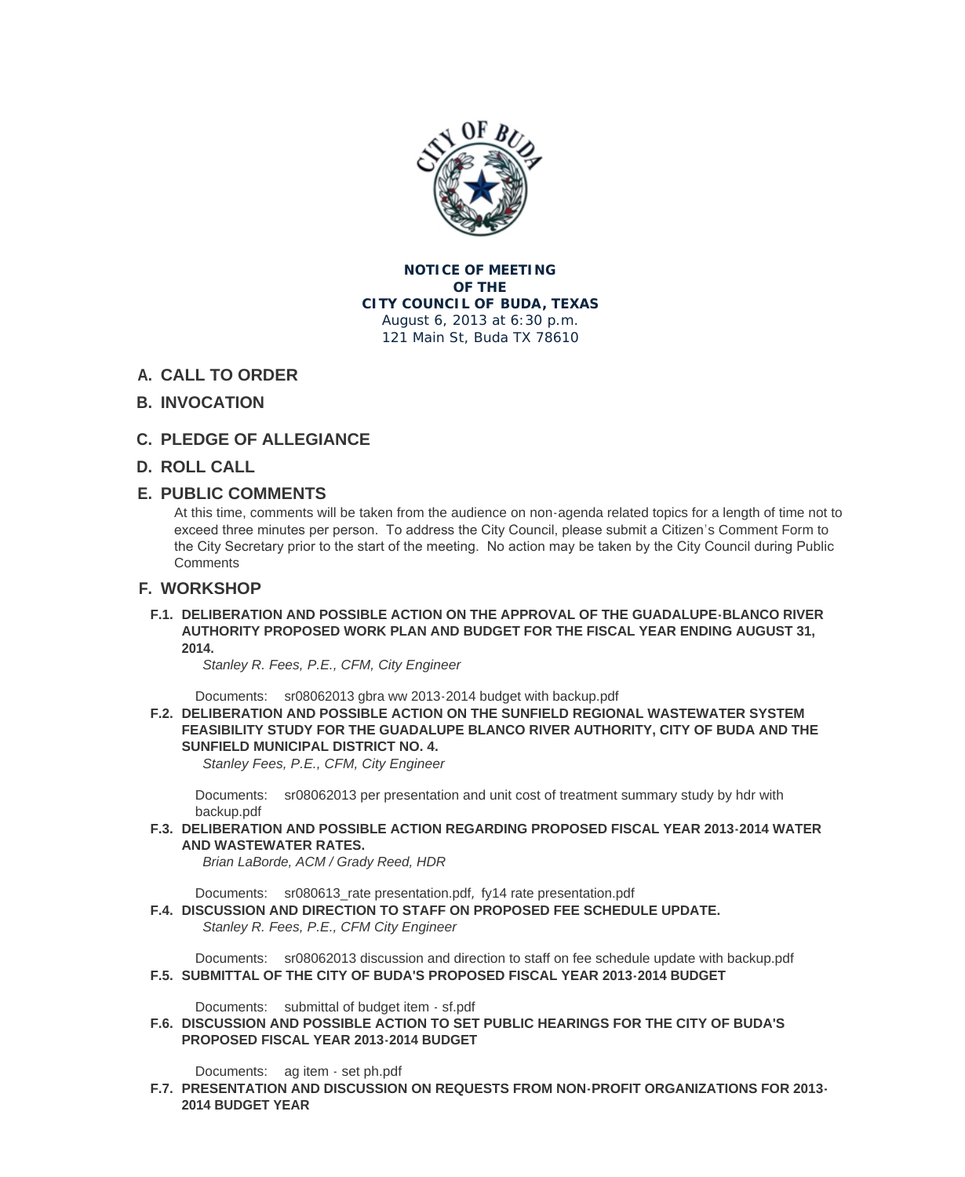**NOTICE OF MEETING**
**OF THE**
**CITY COUNCIL OF BUDA, TEXAS**
August 6, 2013 at 6:30 p.m.
121 Main St, Buda TX 78610

## A. CALL TO ORDER

## B. INVOCATION

## C. PLEDGE OF ALLEGIANCE

## D. ROLL CALL

## E. PUBLIC COMMENTS

At this time, comments will be taken from the audience on non-agenda related topics for a length of time not to exceed three minutes per person. To address the City Council, please submit a Citizen's Comment Form to the City Secretary prior to the start of the meeting. No action may be taken by the City Council during Public Comments

## F. WORKSHOP

**F.1. DELIBERATION AND POSSIBLE ACTION ON THE APPROVAL OF THE GUADALUPE-BLANCO RIVER AUTHORITY PROPOSED WORK PLAN AND BUDGET FOR THE FISCAL YEAR ENDING AUGUST 31, 2014.**

*Stanley R. Fees, P.E., CFM, City Engineer*

Documents: sr08062013 gbra ww 2013-2014 budget with backup.pdf

**F.2. DELIBERATION AND POSSIBLE ACTION ON THE SUNFIELD REGIONAL WASTEWATER SYSTEM FEASIBILITY STUDY FOR THE GUADALUPE BLANCO RIVER AUTHORITY, CITY OF BUDA AND THE SUNFIELD MUNICIPAL DISTRICT NO. 4.**

*Stanley Fees, P.E., CFM, City Engineer*

Documents: sr08062013 per presentation and unit cost of treatment summary study by hdr with backup.pdf

**F.3. DELIBERATION AND POSSIBLE ACTION REGARDING PROPOSED FISCAL YEAR 2013-2014 WATER AND WASTEWATER RATES.**

*Brian LaBorde, ACM / Grady Reed, HDR*

Documents: sr080613_rate presentation.pdf, fy14 rate presentation.pdf

**F.4. DISCUSSION AND DIRECTION TO STAFF ON PROPOSED FEE SCHEDULE UPDATE.**

*Stanley R. Fees, P.E., CFM City Engineer*

Documents: sr08062013 discussion and direction to staff on fee schedule update with backup.pdf

**F.5. SUBMITTAL OF THE CITY OF BUDA'S PROPOSED FISCAL YEAR 2013-2014 BUDGET**

Documents: submittal of budget item - sf.pdf

**F.6. DISCUSSION AND POSSIBLE ACTION TO SET PUBLIC HEARINGS FOR THE CITY OF BUDA'S PROPOSED FISCAL YEAR 2013-2014 BUDGET**

Documents: ag item - set ph.pdf

**F.7. PRESENTATION AND DISCUSSION ON REQUESTS FROM NON-PROFIT ORGANIZATIONS FOR 2013-2014 BUDGET YEAR**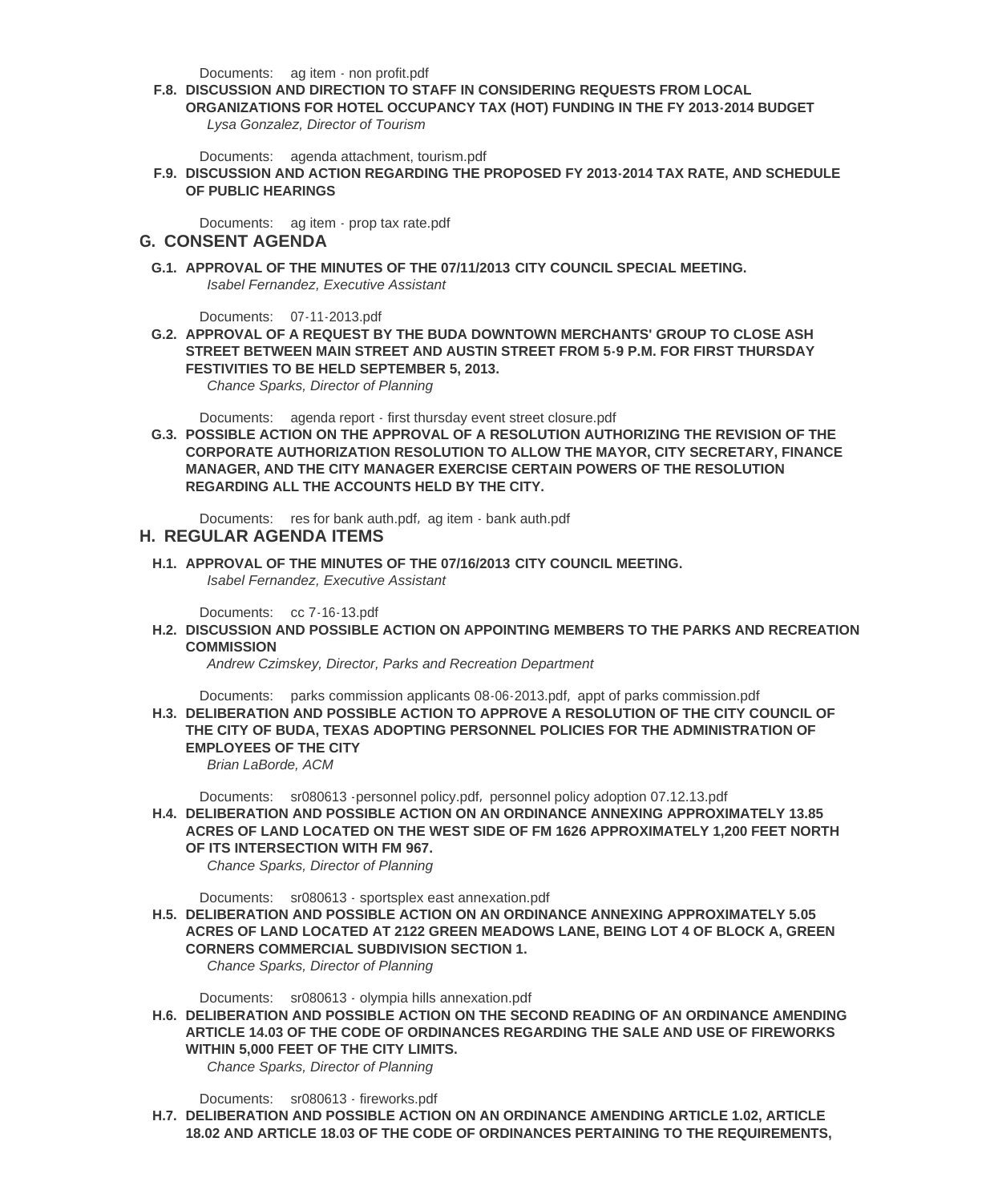Documents: ag item - non profit.pdf

**F.8. DISCUSSION AND DIRECTION TO STAFF IN CONSIDERING REQUESTS FROM LOCAL ORGANIZATIONS FOR HOTEL OCCUPANCY TAX (HOT) FUNDING IN THE FY 2013-2014 BUDGET**

*Lysa Gonzalez, Director of Tourism*

Documents: agenda attachment, tourism.pdf

**F.9. DISCUSSION AND ACTION REGARDING THE PROPOSED FY 2013-2014 TAX RATE, AND SCHEDULE OF PUBLIC HEARINGS**

Documents: ag item - prop tax rate.pdf

## G. CONSENT AGENDA

**G.1. APPROVAL OF THE MINUTES OF THE 07/11/2013 CITY COUNCIL SPECIAL MEETING.**

*Isabel Fernandez, Executive Assistant*

Documents: 07-11-2013.pdf

**G.2. APPROVAL OF A REQUEST BY THE BUDA DOWNTOWN MERCHANTS' GROUP TO CLOSE ASH STREET BETWEEN MAIN STREET AND AUSTIN STREET FROM 5-9 P.M. FOR FIRST THURSDAY FESTIVITIES TO BE HELD SEPTEMBER 5, 2013.**

*Chance Sparks, Director of Planning*

Documents: agenda report - first thursday event street closure.pdf

**G.3. POSSIBLE ACTION ON THE APPROVAL OF A RESOLUTION AUTHORIZING THE REVISION OF THE CORPORATE AUTHORIZATION RESOLUTION TO ALLOW THE MAYOR, CITY SECRETARY, FINANCE MANAGER, AND THE CITY MANAGER EXERCISE CERTAIN POWERS OF THE RESOLUTION REGARDING ALL THE ACCOUNTS HELD BY THE CITY.**

Documents: res for bank auth.pdf, ag item - bank auth.pdf

## H. REGULAR AGENDA ITEMS

**H.1. APPROVAL OF THE MINUTES OF THE 07/16/2013 CITY COUNCIL MEETING.**

*Isabel Fernandez, Executive Assistant*

Documents: cc 7-16-13.pdf

**H.2. DISCUSSION AND POSSIBLE ACTION ON APPOINTING MEMBERS TO THE PARKS AND RECREATION COMMISSION**

*Andrew Czimskey, Director, Parks and Recreation Department*

Documents: parks commission applicants 08-06-2013.pdf, appt of parks commission.pdf

**H.3. DELIBERATION AND POSSIBLE ACTION TO APPROVE A RESOLUTION OF THE CITY COUNCIL OF THE CITY OF BUDA, TEXAS ADOPTING PERSONNEL POLICIES FOR THE ADMINISTRATION OF EMPLOYEES OF THE CITY**

*Brian LaBorde, ACM*

Documents: sr080613 -personnel policy.pdf, personnel policy adoption 07.12.13.pdf

**H.4. DELIBERATION AND POSSIBLE ACTION ON AN ORDINANCE ANNEXING APPROXIMATELY 13.85 ACRES OF LAND LOCATED ON THE WEST SIDE OF FM 1626 APPROXIMATELY 1,200 FEET NORTH OF ITS INTERSECTION WITH FM 967.**

*Chance Sparks, Director of Planning*

Documents: sr080613 - sportsplex east annexation.pdf

**H.5. DELIBERATION AND POSSIBLE ACTION ON AN ORDINANCE ANNEXING APPROXIMATELY 5.05 ACRES OF LAND LOCATED AT 2122 GREEN MEADOWS LANE, BEING LOT 4 OF BLOCK A, GREEN CORNERS COMMERCIAL SUBDIVISION SECTION 1.**

*Chance Sparks, Director of Planning*

Documents: sr080613 - olympia hills annexation.pdf

**H.6. DELIBERATION AND POSSIBLE ACTION ON THE SECOND READING OF AN ORDINANCE AMENDING ARTICLE 14.03 OF THE CODE OF ORDINANCES REGARDING THE SALE AND USE OF FIREWORKS WITHIN 5,000 FEET OF THE CITY LIMITS.**

*Chance Sparks, Director of Planning*

Documents: sr080613 - fireworks.pdf

**H.7. DELIBERATION AND POSSIBLE ACTION ON AN ORDINANCE AMENDING ARTICLE 1.02, ARTICLE 18.02 AND ARTICLE 18.03 OF THE CODE OF ORDINANCES PERTAINING TO THE REQUIREMENTS,**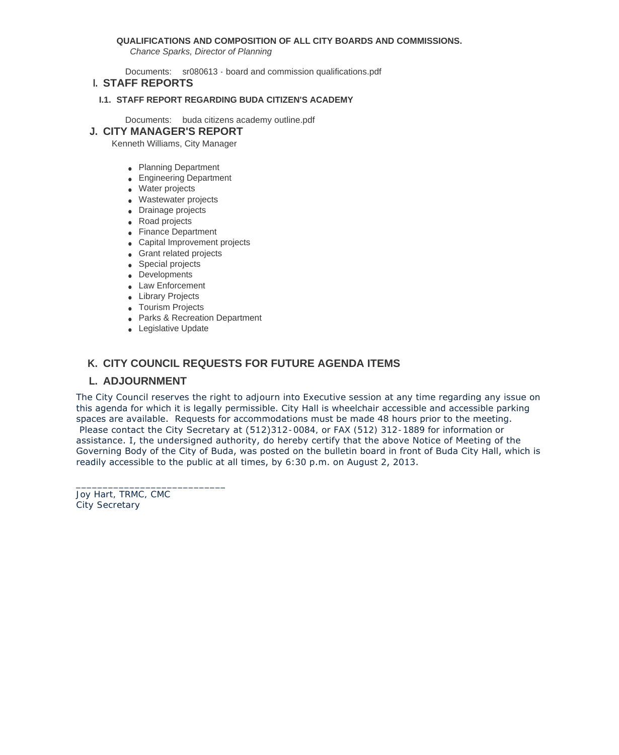**QUALIFICATIONS AND COMPOSITION OF ALL CITY BOARDS AND COMMISSIONS.**
*Chance Sparks, Director of Planning*

Documents: sr080613 - board and commission qualifications.pdf

## I. STAFF REPORTS

### I.1. STAFF REPORT REGARDING BUDA CITIZEN'S ACADEMY

Documents: buda citizens academy outline.pdf

## J. CITY MANAGER'S REPORT

Kenneth Williams, City Manager

- Planning Department
- Engineering Department
- Water projects
- Wastewater projects
- Drainage projects
- Road projects
- Finance Department
- Capital Improvement projects
- Grant related projects
- Special projects
- Developments
- Law Enforcement
- Library Projects
- Tourism Projects
- Parks & Recreation Department
- Legislative Update

## K. CITY COUNCIL REQUESTS FOR FUTURE AGENDA ITEMS

## L. ADJOURNMENT

The City Council reserves the right to adjourn into Executive session at any time regarding any issue on this agenda for which it is legally permissible. City Hall is wheelchair accessible and accessible parking spaces are available. Requests for accommodations must be made 48 hours prior to the meeting. Please contact the City Secretary at (512)312-0084, or FAX (512) 312-1889 for information or assistance. I, the undersigned authority, do hereby certify that the above Notice of Meeting of the Governing Body of the City of Buda, was posted on the bulletin board in front of Buda City Hall, which is readily accessible to the public at all times, by 6:30 p.m. on August 2, 2013.

___________________________
Joy Hart, TRMC, CMC
City Secretary